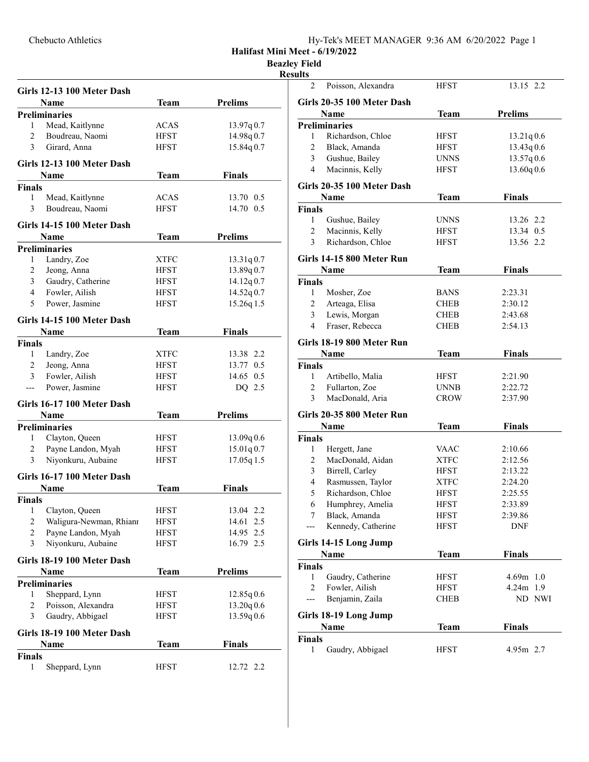Halifast Mini Meet - 6/19/2022

Beazley Field

Results

### Girls 12-13 100 Meter Dash

| | Name | Team | Prelims |
|---|---|---|---|
| **Preliminaries** | | | |
| 1 | Mead, Kaitlynne | ACAS | 13.97q 0.7 |
| 2 | Boudreau, Naomi | HFST | 14.98q 0.7 |
| 3 | Girard, Anna | HFST | 15.84q 0.7 |

### Girls 12-13 100 Meter Dash

| | Name | Team | Finals |
|---|---|---|---|
| **Finals** | | | |
| 1 | Mead, Kaitlynne | ACAS | 13.70 0.5 |
| 3 | Boudreau, Naomi | HFST | 14.70 0.5 |

### Girls 14-15 100 Meter Dash

| | Name | Team | Prelims |
|---|---|---|---|
| **Preliminaries** | | | |
| 1 | Landry, Zoe | XTFC | 13.31q 0.7 |
| 2 | Jeong, Anna | HFST | 13.89q 0.7 |
| 3 | Gaudry, Catherine | HFST | 14.12q 0.7 |
| 4 | Fowler, Ailish | HFST | 14.52q 0.7 |
| 5 | Power, Jasmine | HFST | 15.26q 1.5 |

### Girls 14-15 100 Meter Dash

| | Name | Team | Finals |
|---|---|---|---|
| **Finals** | | | |
| 1 | Landry, Zoe | XTFC | 13.38 2.2 |
| 2 | Jeong, Anna | HFST | 13.77 0.5 |
| 3 | Fowler, Ailish | HFST | 14.65 0.5 |
| --- | Power, Jasmine | HFST | DQ 2.5 |

### Girls 16-17 100 Meter Dash

| | Name | Team | Prelims |
|---|---|---|---|
| **Preliminaries** | | | |
| 1 | Clayton, Queen | HFST | 13.09q 0.6 |
| 2 | Payne Landon, Myah | HFST | 15.01q 0.7 |
| 3 | Niyonkuru, Aubaine | HFST | 17.05q 1.5 |

### Girls 16-17 100 Meter Dash

| | Name | Team | Finals |
|---|---|---|---|
| **Finals** | | | |
| 1 | Clayton, Queen | HFST | 13.04 2.2 |
| 2 | Waligura-Newman, Rhianı | HFST | 14.61 2.5 |
| 2 | Payne Landon, Myah | HFST | 14.95 2.5 |
| 3 | Niyonkuru, Aubaine | HFST | 16.79 2.5 |

### Girls 18-19 100 Meter Dash

| | Name | Team | Prelims |
|---|---|---|---|
| **Preliminaries** | | | |
| 1 | Sheppard, Lynn | HFST | 12.85q 0.6 |
| 2 | Poisson, Alexandra | HFST | 13.20q 0.6 |
| 3 | Gaudry, Abbigael | HFST | 13.59q 0.6 |

### Girls 18-19 100 Meter Dash

| | Name | Team | Finals |
|---|---|---|---|
| **Finals** | | | |
| 1 | Sheppard, Lynn | HFST | 12.72 2.2 |
| 2 | Poisson, Alexandra | HFST | 13.15 2.2 |

### Girls 20-35 100 Meter Dash

| | Name | Team | Prelims |
|---|---|---|---|
| **Preliminaries** | | | |
| 1 | Richardson, Chloe | HFST | 13.21q 0.6 |
| 2 | Black, Amanda | HFST | 13.43q 0.6 |
| 3 | Gushue, Bailey | UNNS | 13.57q 0.6 |
| 4 | Macinnis, Kelly | HFST | 13.60q 0.6 |

### Girls 20-35 100 Meter Dash

| | Name | Team | Finals |
|---|---|---|---|
| **Finals** | | | |
| 1 | Gushue, Bailey | UNNS | 13.26 2.2 |
| 2 | Macinnis, Kelly | HFST | 13.34 0.5 |
| 3 | Richardson, Chloe | HFST | 13.56 2.2 |

### Girls 14-15 800 Meter Run

| | Name | Team | Finals |
|---|---|---|---|
| **Finals** | | | |
| 1 | Mosher, Zoe | BANS | 2:23.31 |
| 2 | Arteaga, Elisa | CHEB | 2:30.12 |
| 3 | Lewis, Morgan | CHEB | 2:43.68 |
| 4 | Fraser, Rebecca | CHEB | 2:54.13 |

### Girls 18-19 800 Meter Run

| | Name | Team | Finals |
|---|---|---|---|
| **Finals** | | | |
| 1 | Artibello, Malia | HFST | 2:21.90 |
| 2 | Fullarton, Zoe | UNNB | 2:22.72 |
| 3 | MacDonald, Aria | CROW | 2:37.90 |

### Girls 20-35 800 Meter Run

| | Name | Team | Finals |
|---|---|---|---|
| **Finals** | | | |
| 1 | Hergett, Jane | VAAC | 2:10.66 |
| 2 | MacDonald, Aidan | XTFC | 2:12.56 |
| 3 | Birrell, Carley | HFST | 2:13.22 |
| 4 | Rasmussen, Taylor | XTFC | 2:24.20 |
| 5 | Richardson, Chloe | HFST | 2:25.55 |
| 6 | Humphrey, Amelia | HFST | 2:33.89 |
| 7 | Black, Amanda | HFST | 2:39.86 |
| --- | Kennedy, Catherine | HFST | DNF |

### Girls 14-15 Long Jump

| | Name | Team | Finals |
|---|---|---|---|
| **Finals** | | | |
| 1 | Gaudry, Catherine | HFST | 4.69m 1.0 |
| 2 | Fowler, Ailish | HFST | 4.24m 1.9 |
| --- | Benjamin, Zaila | CHEB | ND NWI |

### Girls 18-19 Long Jump

| | Name | Team | Finals |
|---|---|---|---|
| **Finals** | | | |
| 1 | Gaudry, Abbigael | HFST | 4.95m 2.7 |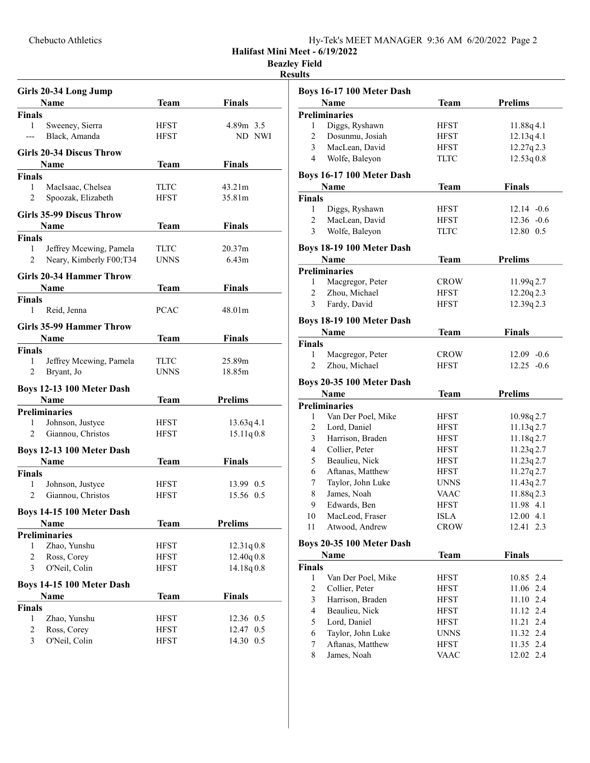## Halifast Mini Meet - 6/19/2022

**Beazley Field**

**Results**

### Girls 20-34 Long Jump

| | Name | Team | Finals | |
|---|---|---|---|---|
| **Finals** | | | | |
| 1 | Sweeney, Sierra | HFST | 4.89m | 3.5 |
| --- | Black, Amanda | HFST | ND | NWI |

### Girls 20-34 Discus Throw

| | Name | Team | Finals |
|---|---|---|---|
| **Finals** | | | |
| 1 | MacIsaac, Chelsea | TLTC | 43.21m |
| 2 | Spoozak, Elizabeth | HFST | 35.81m |

### Girls 35-99 Discus Throw

| | Name | Team | Finals |
|---|---|---|---|
| **Finals** | | | |
| 1 | Jeffrey Mcewing, Pamela | TLTC | 20.37m |
| 2 | Neary, Kimberly F00;T34 | UNNS | 6.43m |

### Girls 20-34 Hammer Throw

| | Name | Team | Finals |
|---|---|---|---|
| **Finals** | | | |
| 1 | Reid, Jenna | PCAC | 48.01m |

### Girls 35-99 Hammer Throw

| | Name | Team | Finals |
|---|---|---|---|
| **Finals** | | | |
| 1 | Jeffrey Mcewing, Pamela | TLTC | 25.89m |
| 2 | Bryant, Jo | UNNS | 18.85m |

### Boys 12-13 100 Meter Dash

| | Name | Team | Prelims | |
|---|---|---|---|---|
| **Preliminaries** | | | | |
| 1 | Johnson, Justyce | HFST | 13.63q | 4.1 |
| 2 | Giannou, Christos | HFST | 15.11q | 0.8 |

### Boys 12-13 100 Meter Dash

| | Name | Team | Finals | |
|---|---|---|---|---|
| **Finals** | | | | |
| 1 | Johnson, Justyce | HFST | 13.99 | 0.5 |
| 2 | Giannou, Christos | HFST | 15.56 | 0.5 |

### Boys 14-15 100 Meter Dash

| | Name | Team | Prelims | |
|---|---|---|---|---|
| **Preliminaries** | | | | |
| 1 | Zhao, Yunshu | HFST | 12.31q | 0.8 |
| 2 | Ross, Corey | HFST | 12.40q | 0.8 |
| 3 | O'Neil, Colin | HFST | 14.18q | 0.8 |

### Boys 14-15 100 Meter Dash

| | Name | Team | Finals | |
|---|---|---|---|---|
| **Finals** | | | | |
| 1 | Zhao, Yunshu | HFST | 12.36 | 0.5 |
| 2 | Ross, Corey | HFST | 12.47 | 0.5 |
| 3 | O'Neil, Colin | HFST | 14.30 | 0.5 |

### Boys 16-17 100 Meter Dash

| | Name | Team | Prelims | |
|---|---|---|---|---|
| **Preliminaries** | | | | |
| 1 | Diggs, Ryshawn | HFST | 11.88q | 4.1 |
| 2 | Dosunmu, Josiah | HFST | 12.13q | 4.1 |
| 3 | MacLean, David | HFST | 12.27q | 2.3 |
| 4 | Wolfe, Baleyon | TLTC | 12.53q | 0.8 |

### Boys 16-17 100 Meter Dash

| | Name | Team | Finals | |
|---|---|---|---|---|
| **Finals** | | | | |
| 1 | Diggs, Ryshawn | HFST | 12.14 | -0.6 |
| 2 | MacLean, David | HFST | 12.36 | -0.6 |
| 3 | Wolfe, Baleyon | TLTC | 12.80 | 0.5 |

### Boys 18-19 100 Meter Dash

| | Name | Team | Prelims | |
|---|---|---|---|---|
| **Preliminaries** | | | | |
| 1 | Macgregor, Peter | CROW | 11.99q | 2.7 |
| 2 | Zhou, Michael | HFST | 12.20q | 2.3 |
| 3 | Fardy, David | HFST | 12.39q | 2.3 |

### Boys 18-19 100 Meter Dash

| | Name | Team | Finals | |
|---|---|---|---|---|
| **Finals** | | | | |
| 1 | Macgregor, Peter | CROW | 12.09 | -0.6 |
| 2 | Zhou, Michael | HFST | 12.25 | -0.6 |

### Boys 20-35 100 Meter Dash

| | Name | Team | Prelims | |
|---|---|---|---|---|
| **Preliminaries** | | | | |
| 1 | Van Der Poel, Mike | HFST | 10.98q | 2.7 |
| 2 | Lord, Daniel | HFST | 11.13q | 2.7 |
| 3 | Harrison, Braden | HFST | 11.18q | 2.7 |
| 4 | Collier, Peter | HFST | 11.23q | 2.7 |
| 5 | Beaulieu, Nick | HFST | 11.23q | 2.7 |
| 6 | Aftanas, Matthew | HFST | 11.27q | 2.7 |
| 7 | Taylor, John Luke | UNNS | 11.43q | 2.7 |
| 8 | James, Noah | VAAC | 11.88q | 2.3 |
| 9 | Edwards, Ben | HFST | 11.98 | 4.1 |
| 10 | MacLeod, Fraser | ISLA | 12.00 | 4.1 |
| 11 | Atwood, Andrew | CROW | 12.41 | 2.3 |

### Boys 20-35 100 Meter Dash

| | Name | Team | Finals | |
|---|---|---|---|---|
| **Finals** | | | | |
| 1 | Van Der Poel, Mike | HFST | 10.85 | 2.4 |
| 2 | Collier, Peter | HFST | 11.06 | 2.4 |
| 3 | Harrison, Braden | HFST | 11.10 | 2.4 |
| 4 | Beaulieu, Nick | HFST | 11.12 | 2.4 |
| 5 | Lord, Daniel | HFST | 11.21 | 2.4 |
| 6 | Taylor, John Luke | UNNS | 11.32 | 2.4 |
| 7 | Aftanas, Matthew | HFST | 11.35 | 2.4 |
| 8 | James, Noah | VAAC | 12.02 | 2.4 |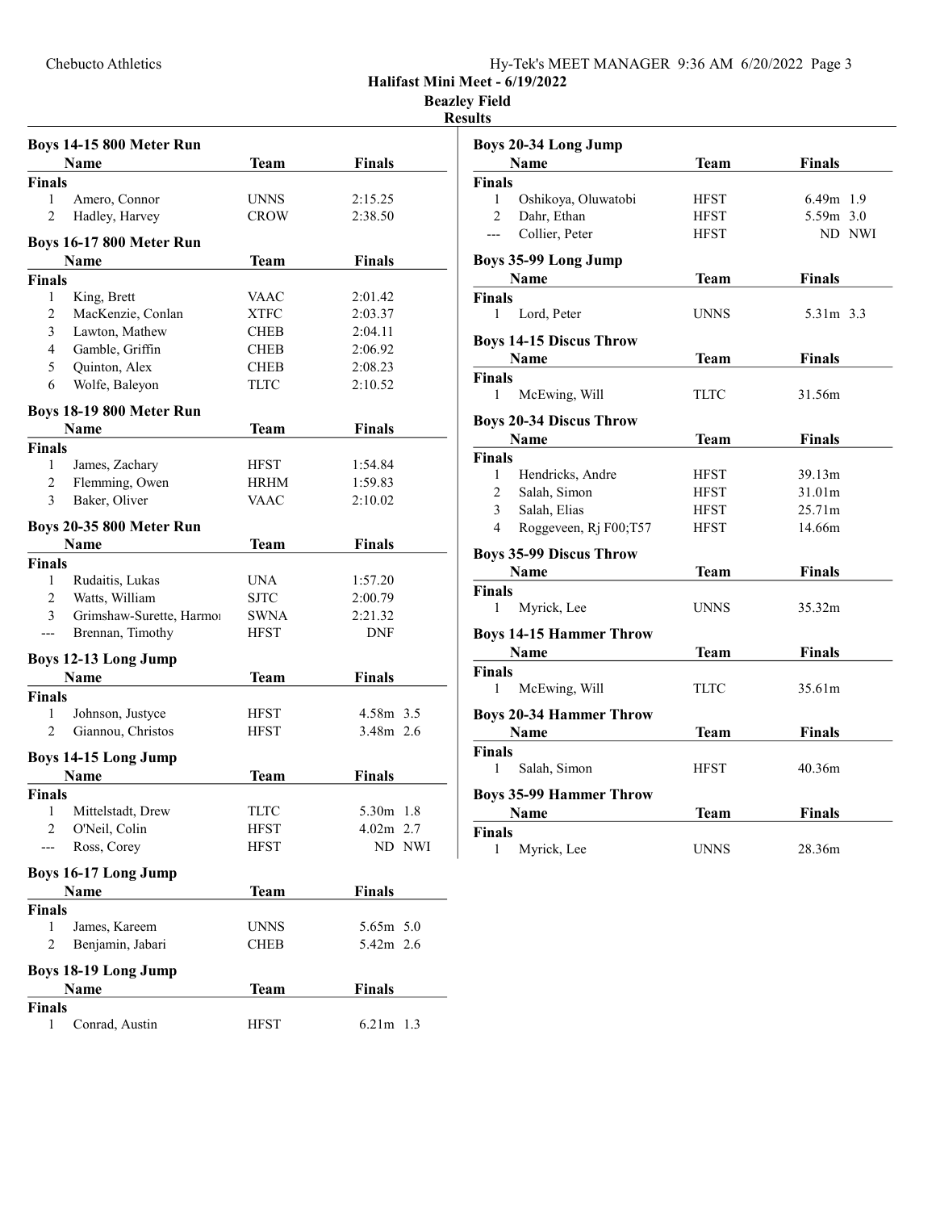Halifast Mini Meet - 6/19/2022

Beazley Field

Results

### Boys 14-15 800 Meter Run

| | Name | Team | Finals |
|---|---|---|---|
| **Finals** | | | |
| 1 | Amero, Connor | UNNS | 2:15.25 |
| 2 | Hadley, Harvey | CROW | 2:38.50 |

### Boys 16-17 800 Meter Run

| | Name | Team | Finals |
|---|---|---|---|
| **Finals** | | | |
| 1 | King, Brett | VAAC | 2:01.42 |
| 2 | MacKenzie, Conlan | XTFC | 2:03.37 |
| 3 | Lawton, Mathew | CHEB | 2:04.11 |
| 4 | Gamble, Griffin | CHEB | 2:06.92 |
| 5 | Quinton, Alex | CHEB | 2:08.23 |
| 6 | Wolfe, Baleyon | TLTC | 2:10.52 |

### Boys 18-19 800 Meter Run

| | Name | Team | Finals |
|---|---|---|---|
| **Finals** | | | |
| 1 | James, Zachary | HFST | 1:54.84 |
| 2 | Flemming, Owen | HRHM | 1:59.83 |
| 3 | Baker, Oliver | VAAC | 2:10.02 |

### Boys 20-35 800 Meter Run

| | Name | Team | Finals |
|---|---|---|---|
| **Finals** | | | |
| 1 | Rudaitis, Lukas | UNA | 1:57.20 |
| 2 | Watts, William | SJTC | 2:00.79 |
| 3 | Grimshaw-Surette, Harmo | SWNA | 2:21.32 |
| --- | Brennan, Timothy | HFST | DNF |

### Boys 12-13 Long Jump

| | Name | Team | Finals | |
|---|---|---|---|---|
| **Finals** | | | | |
| 1 | Johnson, Justyce | HFST | 4.58m | 3.5 |
| 2 | Giannou, Christos | HFST | 3.48m | 2.6 |

### Boys 14-15 Long Jump

| | Name | Team | Finals | |
|---|---|---|---|---|
| **Finals** | | | | |
| 1 | Mittelstadt, Drew | TLTC | 5.30m | 1.8 |
| 2 | O'Neil, Colin | HFST | 4.02m | 2.7 |
| --- | Ross, Corey | HFST | ND | NWI |

### Boys 16-17 Long Jump

| | Name | Team | Finals | |
|---|---|---|---|---|
| **Finals** | | | | |
| 1 | James, Kareem | UNNS | 5.65m | 5.0 |
| 2 | Benjamin, Jabari | CHEB | 5.42m | 2.6 |

### Boys 18-19 Long Jump

| | Name | Team | Finals | |
|---|---|---|---|---|
| **Finals** | | | | |
| 1 | Conrad, Austin | HFST | 6.21m | 1.3 |

### Boys 20-34 Long Jump

| | Name | Team | Finals | |
|---|---|---|---|---|
| **Finals** | | | | |
| 1 | Oshikoya, Oluwatobi | HFST | 6.49m | 1.9 |
| 2 | Dahr, Ethan | HFST | 5.59m | 3.0 |
| --- | Collier, Peter | HFST | ND | NWI |

### Boys 35-99 Long Jump

| | Name | Team | Finals | |
|---|---|---|---|---|
| **Finals** | | | | |
| 1 | Lord, Peter | UNNS | 5.31m | 3.3 |

### Boys 14-15 Discus Throw

| | Name | Team | Finals |
|---|---|---|---|
| **Finals** | | | |
| 1 | McEwing, Will | TLTC | 31.56m |

### Boys 20-34 Discus Throw

| | Name | Team | Finals |
|---|---|---|---|
| **Finals** | | | |
| 1 | Hendricks, Andre | HFST | 39.13m |
| 2 | Salah, Simon | HFST | 31.01m |
| 3 | Salah, Elias | HFST | 25.71m |
| 4 | Roggeveen, Rj F00;T57 | HFST | 14.66m |

### Boys 35-99 Discus Throw

| | Name | Team | Finals |
|---|---|---|---|
| **Finals** | | | |
| 1 | Myrick, Lee | UNNS | 35.32m |

### Boys 14-15 Hammer Throw

| | Name | Team | Finals |
|---|---|---|---|
| **Finals** | | | |
| 1 | McEwing, Will | TLTC | 35.61m |

### Boys 20-34 Hammer Throw

| | Name | Team | Finals |
|---|---|---|---|
| **Finals** | | | |
| 1 | Salah, Simon | HFST | 40.36m |

### Boys 35-99 Hammer Throw

| | Name | Team | Finals |
|---|---|---|---|
| **Finals** | | | |
| 1 | Myrick, Lee | UNNS | 28.36m |